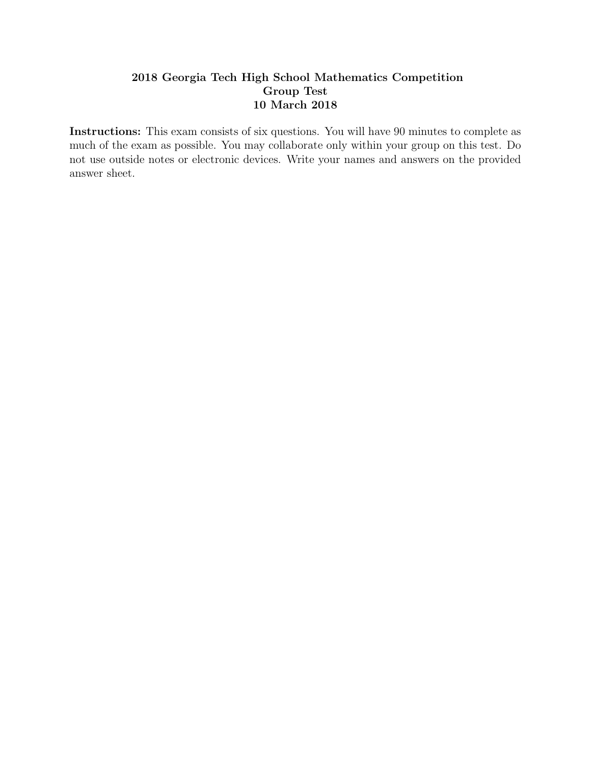# 2018 Georgia Tech High School Mathematics Competition
## Group Test
## 10 March 2018

**Instructions:** This exam consists of six questions. You will have 90 minutes to complete as much of the exam as possible. You may collaborate only within your group on this test. Do not use outside notes or electronic devices. Write your names and answers on the provided answer sheet.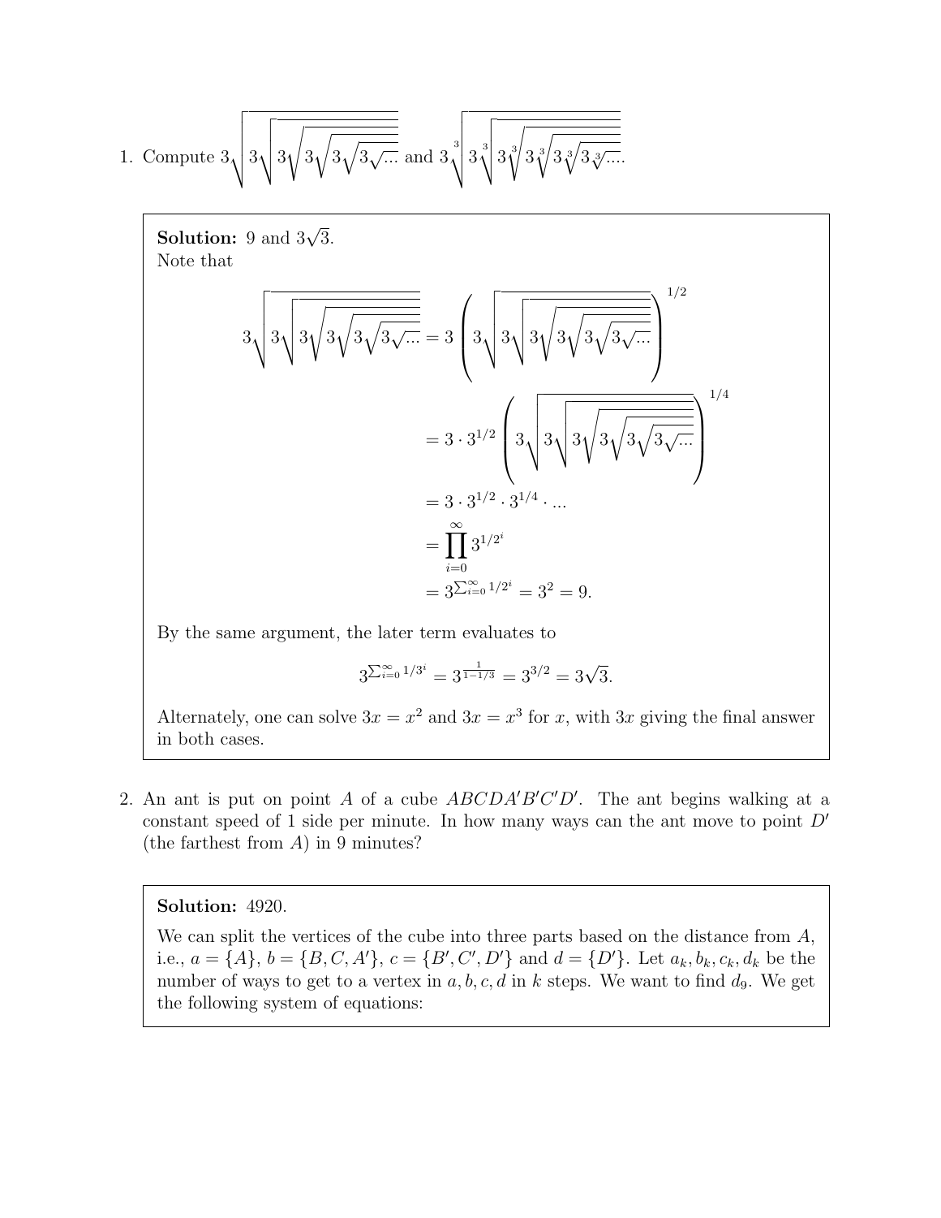1. Compute $3\sqrt{3\sqrt{3\sqrt{3\sqrt{3\sqrt{3\sqrt{\ldots}}}}}}$ and $3\sqrt[3]{3\sqrt[3]{3\sqrt[3]{3\sqrt[3]{3\sqrt[3]{3\sqrt[3]{\ldots}}}}}}$.

**Solution:** 9 and $3\sqrt{3}$.
Note that

$$
\begin{aligned}
3\sqrt{3\sqrt{3\sqrt{3\sqrt{3\sqrt{3\sqrt{\ldots}}}}}} &= 3\left(3\sqrt{3\sqrt{3\sqrt{3\sqrt{3\sqrt{\ldots}}}}}\right)^{1/2} \\
&= 3 \cdot 3^{1/2}\left(3\sqrt{3\sqrt{3\sqrt{3\sqrt{3\sqrt{\ldots}}}}}\right)^{1/4} \\
&= 3 \cdot 3^{1/2} \cdot 3^{1/4} \cdot \ldots \\
&= \prod_{i=0}^{\infty} 3^{1/2^i} \\
&= 3^{\sum_{i=0}^{\infty} 1/2^i} = 3^2 = 9.
\end{aligned}
$$

By the same argument, the later term evaluates to

$$3^{\sum_{i=0}^{\infty} 1/3^i} = 3^{\frac{1}{1-1/3}} = 3^{3/2} = 3\sqrt{3}.$$

Alternately, one can solve $3x = x^2$ and $3x = x^3$ for $x$, with $3x$ giving the final answer in both cases.

2. An ant is put on point $A$ of a cube $ABCDA'B'C'D'$. The ant begins walking at a constant speed of 1 side per minute. In how many ways can the ant move to point $D'$ (the farthest from $A$) in 9 minutes?

**Solution:** 4920.

We can split the vertices of the cube into three parts based on the distance from $A$, i.e., $a = \{A\}$, $b = \{B, C, A'\}$, $c = \{B', C', D'\}$ and $d = \{D'\}$. Let $a_k, b_k, c_k, d_k$ be the number of ways to get to a vertex in $a, b, c, d$ in $k$ steps. We want to find $d_9$. We get the following system of equations: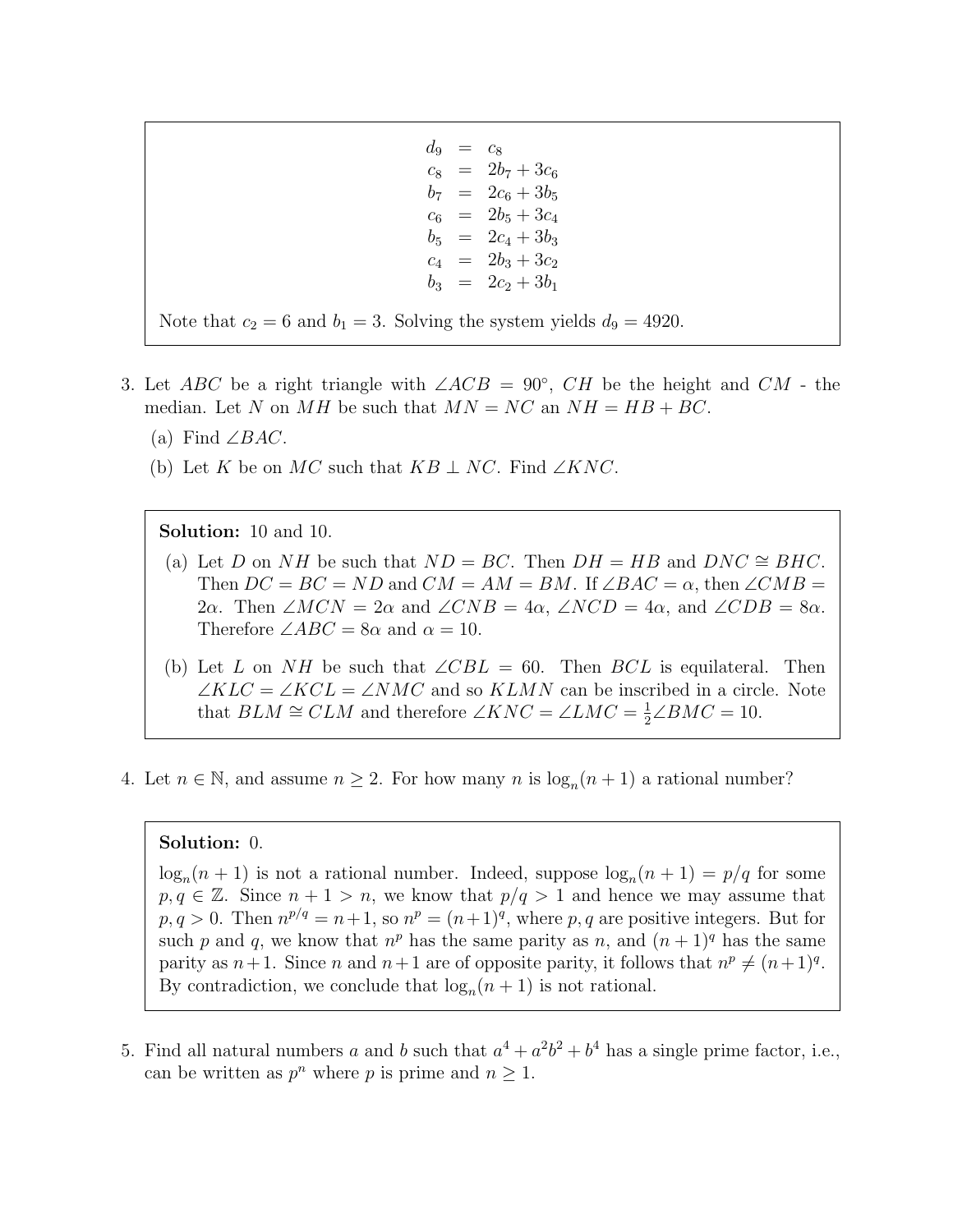$$
\begin{aligned}
d_9 &= c_8 \\
c_8 &= 2b_7 + 3c_6 \\
b_7 &= 2c_6 + 3b_5 \\
c_6 &= 2b_5 + 3c_4 \\
b_5 &= 2c_4 + 3b_3 \\
c_4 &= 2b_3 + 3c_2 \\
b_3 &= 2c_2 + 3b_1
\end{aligned}
$$

Note that $c_2 = 6$ and $b_1 = 3$. Solving the system yields $d_9 = 4920$.

3. Let $ABC$ be a right triangle with $\angle ACB = 90°$, $CH$ be the height and $CM$ - the median. Let $N$ on $MH$ be such that $MN = NC$ an $NH = HB + BC$.

   (a) Find $\angle BAC$.

   (b) Let $K$ be on $MC$ such that $KB \perp NC$. Find $\angle KNC$.

**Solution:** 10 and 10.

(a) Let $D$ on $NH$ be such that $ND = BC$. Then $DH = HB$ and $DNC \cong BHC$. Then $DC = BC = ND$ and $CM = AM = BM$. If $\angle BAC = \alpha$, then $\angle CMB = 2\alpha$. Then $\angle MCN = 2\alpha$ and $\angle CNB = 4\alpha$, $\angle NCD = 4\alpha$, and $\angle CDB = 8\alpha$. Therefore $\angle ABC = 8\alpha$ and $\alpha = 10$.

(b) Let $L$ on $NH$ be such that $\angle CBL = 60$. Then $BCL$ is equilateral. Then $\angle KLC = \angle KCL = \angle NMC$ and so $KLMN$ can be inscribed in a circle. Note that $BLM \cong CLM$ and therefore $\angle KNC = \angle LMC = \frac{1}{2}\angle BMC = 10$.

4. Let $n \in \mathbb{N}$, and assume $n \geq 2$. For how many $n$ is $\log_n(n+1)$ a rational number?

**Solution:** 0.

$\log_n(n+1)$ is not a rational number. Indeed, suppose $\log_n(n+1) = p/q$ for some $p, q \in \mathbb{Z}$. Since $n+1 > n$, we know that $p/q > 1$ and hence we may assume that $p, q > 0$. Then $n^{p/q} = n+1$, so $n^p = (n+1)^q$, where $p, q$ are positive integers. But for such $p$ and $q$, we know that $n^p$ has the same parity as $n$, and $(n+1)^q$ has the same parity as $n+1$. Since $n$ and $n+1$ are of opposite parity, it follows that $n^p \neq (n+1)^q$. By contradiction, we conclude that $\log_n(n+1)$ is not rational.

5. Find all natural numbers $a$ and $b$ such that $a^4 + a^2b^2 + b^4$ has a single prime factor, i.e., can be written as $p^n$ where $p$ is prime and $n \geq 1$.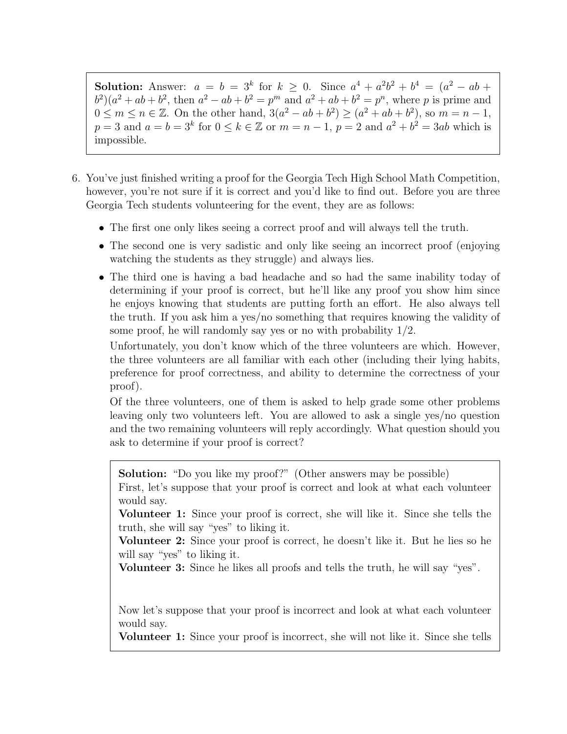**Solution:** Answer: $a = b = 3^k$ for $k \geq 0$. Since $a^4 + a^2b^2 + b^4 = (a^2 - ab + b^2)(a^2 + ab + b^2$, then $a^2 - ab + b^2 = p^m$ and $a^2 + ab + b^2 = p^n$, where $p$ is prime and $0 \leq m \leq n \in \mathbb{Z}$. On the other hand, $3(a^2 - ab + b^2) \geq (a^2 + ab + b^2)$, so $m = n - 1$, $p = 3$ and $a = b = 3^k$ for $0 \leq k \in \mathbb{Z}$ or $m = n - 1$, $p = 2$ and $a^2 + b^2 = 3ab$ which is impossible.

6. You've just finished writing a proof for the Georgia Tech High School Math Competition, however, you're not sure if it is correct and you'd like to find out. Before you are three Georgia Tech students volunteering for the event, they are as follows:

   - The first one only likes seeing a correct proof and will always tell the truth.
   - The second one is very sadistic and only like seeing an incorrect proof (enjoying watching the students as they struggle) and always lies.
   - The third one is having a bad headache and so had the same inability today of determining if your proof is correct, but he'll like any proof you show him since he enjoys knowing that students are putting forth an effort. He also always tell the truth. If you ask him a yes/no something that requires knowing the validity of some proof, he will randomly say yes or no with probability 1/2.

   Unfortunately, you don't know which of the three volunteers are which. However, the three volunteers are all familiar with each other (including their lying habits, preference for proof correctness, and ability to determine the correctness of your proof).

   Of the three volunteers, one of them is asked to help grade some other problems leaving only two volunteers left. You are allowed to ask a single yes/no question and the two remaining volunteers will reply accordingly. What question should you ask to determine if your proof is correct?

   **Solution:** "Do you like my proof?" (Other answers may be possible)
   First, let's suppose that your proof is correct and look at what each volunteer would say.
   **Volunteer 1:** Since your proof is correct, she will like it. Since she tells the truth, she will say "yes" to liking it.
   **Volunteer 2:** Since your proof is correct, he doesn't like it. But he lies so he will say "yes" to liking it.
   **Volunteer 3:** Since he likes all proofs and tells the truth, he will say "yes".

   Now let's suppose that your proof is incorrect and look at what each volunteer would say.
   **Volunteer 1:** Since your proof is incorrect, she will not like it. Since she tells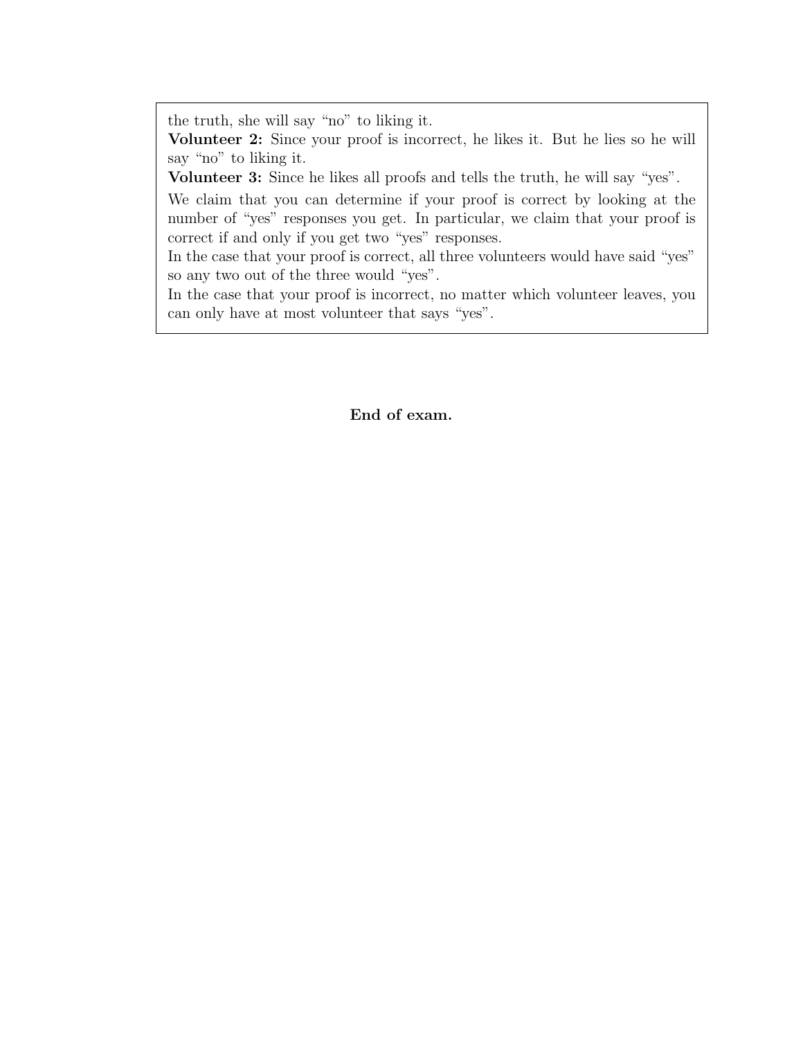the truth, she will say "no" to liking it.

**Volunteer 2:** Since your proof is incorrect, he likes it. But he lies so he will say "no" to liking it.

**Volunteer 3:** Since he likes all proofs and tells the truth, he will say "yes".

We claim that you can determine if your proof is correct by looking at the number of "yes" responses you get. In particular, we claim that your proof is correct if and only if you get two "yes" responses.

In the case that your proof is correct, all three volunteers would have said "yes" so any two out of the three would "yes".

In the case that your proof is incorrect, no matter which volunteer leaves, you can only have at most volunteer that says "yes".

**End of exam.**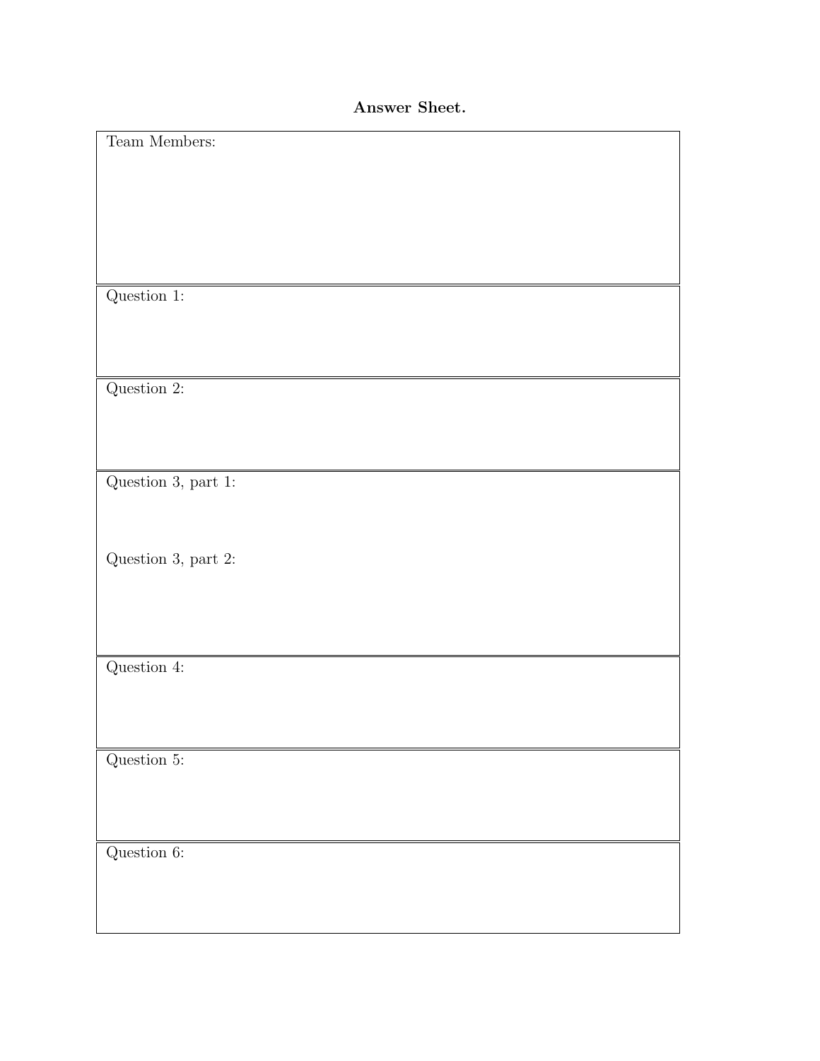**Answer Sheet.**

Team Members:

Question 1:

Question 2:

Question 3, part 1:

Question 3, part 2:

Question 4:

Question 5:

Question 6: